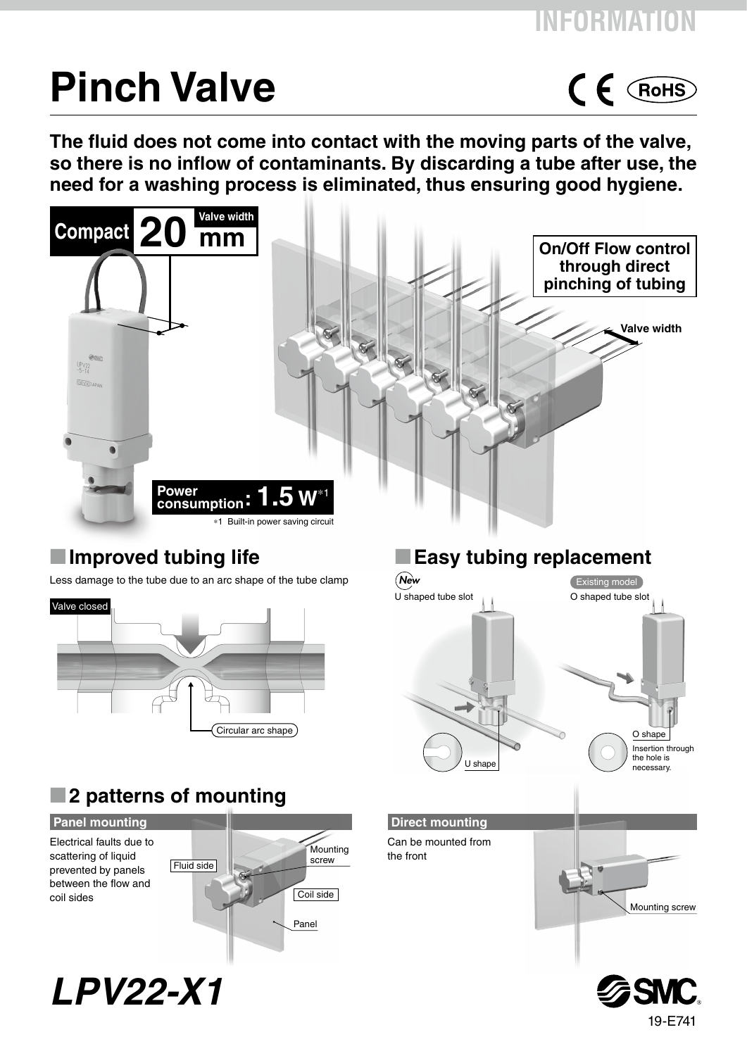INFORMATION

# Pinch Valve

CE RoHS

**The fluid does not come into contact with the moving parts of the valve, so there is no inflow of contaminants. By discarding a tube after use, the need for a washing process is eliminated, thus ensuring good hygiene.**

**Compact 20 mm** Valve width

**On/Off Flow control through direct pinching of tubing**

Valve width

**Power consumption: 1.5 W**[*1]

*1 Built-in power saving circuit

## Improved tubing life

Less damage to the tube due to an arc shape of the tube clamp

Valve closed

Circular arc shape

## Easy tubing replacement

New — U shaped tube slot

Existing model — O shaped tube slot

U shape

O shape — Insertion through the hole is necessary.

## 2 patterns of mounting

### Panel mounting

Electrical faults due to scattering of liquid prevented by panels between the flow and coil sides

Fluid side, Mounting screw, Coil side, Panel

### Direct mounting

Can be mounted from the front

Mounting screw

***LPV22-X1***

SMC

19-E741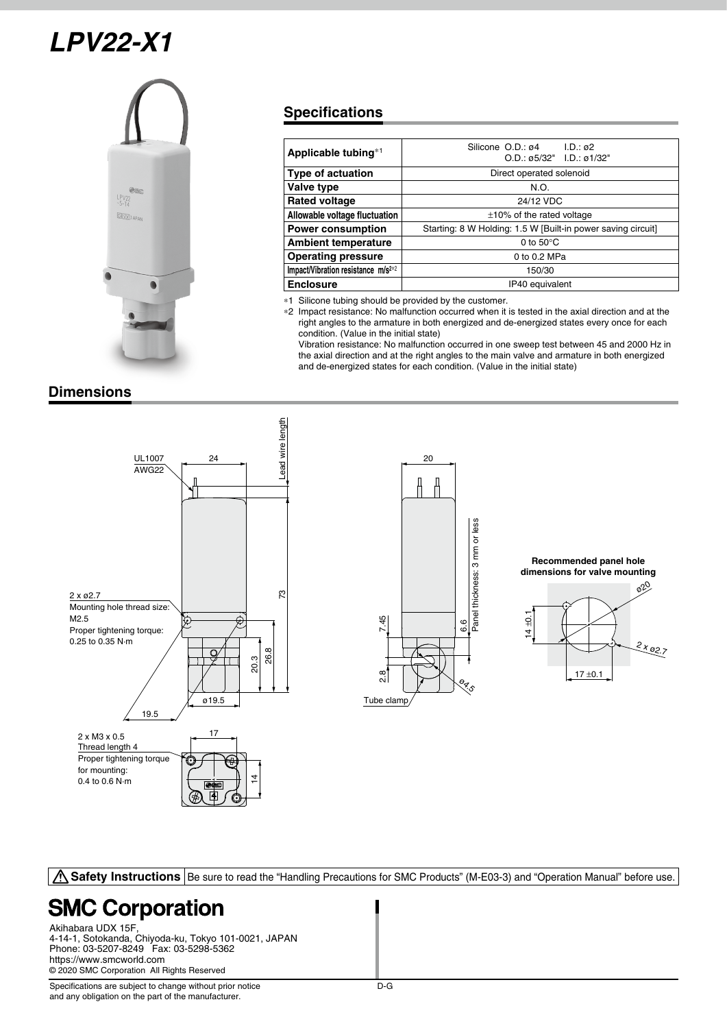# LPV22-X1

## Specifications

| | |
|---|---|
| Applicable tubing*1 | Silicone O.D.: ø4 I.D.: ø2<br>O.D.: ø5/32" I.D.: ø1/32" |
| Type of actuation | Direct operated solenoid |
| Valve type | N.O. |
| Rated voltage | 24/12 VDC |
| Allowable voltage fluctuation | ±10% of the rated voltage |
| Power consumption | Starting: 8 W Holding: 1.5 W [Built-in power saving circuit] |
| Ambient temperature | 0 to 50°C |
| Operating pressure | 0 to 0.2 MPa |
| Impact/Vibration resistance m/s²*2 | 150/30 |
| Enclosure | IP40 equivalent |

*1 Silicone tubing should be provided by the customer.
*2 Impact resistance: No malfunction occurred when it is tested in the axial direction and at the right angles to the armature in both energized and de-energized states every once for each condition. (Value in the initial state)
Vibration resistance: No malfunction occurred in one sweep test between 45 and 2000 Hz in the axial direction and at the right angles to the main valve and armature in both energized and de-energized states for each condition. (Value in the initial state)

## Dimensions

UL1007
AWG22
24
Lead wire length
73
2 x ø2.7
Mounting hole thread size: M2.5
Proper tightening torque: 0.25 to 0.35 N·m
20.3
26.8
ø19.5
19.5
2 x M3 x 0.5
Thread length 4
Proper tightening torque for mounting: 0.4 to 0.6 N·m
17
14

20
Panel thickness: 3 mm or less
7.45
6.6
2.8
ø4.5
Tube clamp

Recommended panel hole dimensions for valve mounting
ø20
14 ±0.1
2 x ø2.7
17 ±0.1

⚠ **Safety Instructions** Be sure to read the "Handling Precautions for SMC Products" (M-E03-3) and "Operation Manual" before use.

**SMC Corporation**

Akihabara UDX 15F,
4-14-1, Sotokanda, Chiyoda-ku, Tokyo 101-0021, JAPAN
Phone: 03-5207-8249 Fax: 03-5298-5362
https://www.smcworld.com
© 2020 SMC Corporation All Rights Reserved

Specifications are subject to change without prior notice and any obligation on the part of the manufacturer.

D-G